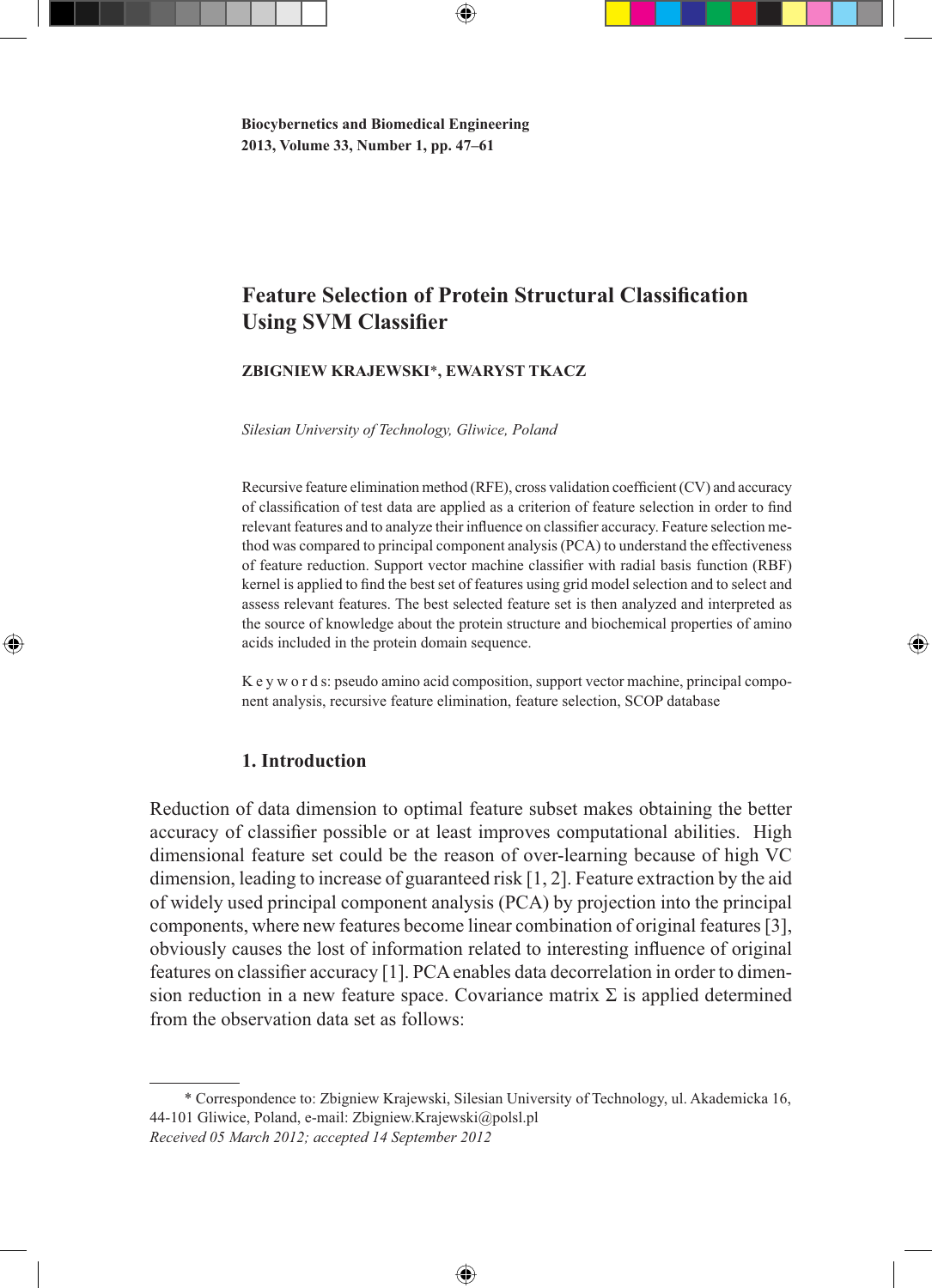**Biocybernetics and Biomedical Engineering**
**2013, Volume 33, Number 1, pp. 47–61**

# Feature Selection of Protein Structural Classification Using SVM Classifier

**ZBIGNIEW KRAJEWSKI*, EWARYST TKACZ**

*Silesian University of Technology, Gliwice, Poland*

Recursive feature elimination method (RFE), cross validation coefficient (CV) and accuracy of classification of test data are applied as a criterion of feature selection in order to find relevant features and to analyze their influence on classifier accuracy. Feature selection method was compared to principal component analysis (PCA) to understand the effectiveness of feature reduction. Support vector machine classifier with radial basis function (RBF) kernel is applied to find the best set of features using grid model selection and to select and assess relevant features. The best selected feature set is then analyzed and interpreted as the source of knowledge about the protein structure and biochemical properties of amino acids included in the protein domain sequence.

K e y w o r d s: pseudo amino acid composition, support vector machine, principal component analysis, recursive feature elimination, feature selection, SCOP database

## 1. Introduction

Reduction of data dimension to optimal feature subset makes obtaining the better accuracy of classifier possible or at least improves computational abilities. High dimensional feature set could be the reason of over-learning because of high VC dimension, leading to increase of guaranteed risk [1, 2]. Feature extraction by the aid of widely used principal component analysis (PCA) by projection into the principal components, where new features become linear combination of original features [3], obviously causes the lost of information related to interesting influence of original features on classifier accuracy [1]. PCA enables data decorrelation in order to dimension reduction in a new feature space. Covariance matrix $\Sigma$ is applied determined from the observation data set as follows:

---

* Correspondence to: Zbigniew Krajewski, Silesian University of Technology, ul. Akademicka 16, 44-101 Gliwice, Poland, e-mail: Zbigniew.Krajewski@polsl.pl
*Received 05 March 2012; accepted 14 September 2012*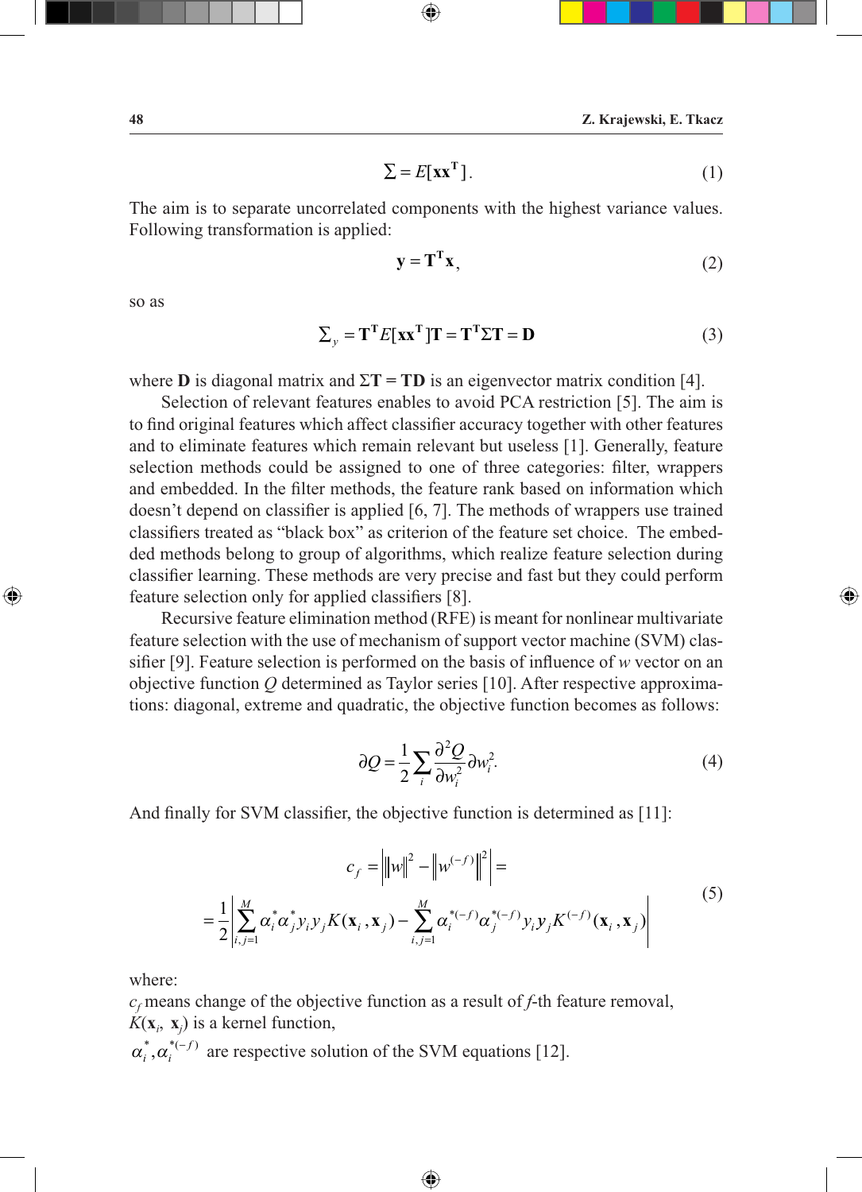$$\Sigma = E[\mathbf{x}\mathbf{x}^{\mathbf{T}}]. \tag{1}$$

The aim is to separate uncorrelated components with the highest variance values. Following transformation is applied:

$$\mathbf{y} = \mathbf{T}^{\mathbf{T}}\mathbf{x}, \tag{2}$$

so as

$$\Sigma_y = \mathbf{T}^{\mathbf{T}} E[\mathbf{x}\mathbf{x}^{\mathbf{T}}]\mathbf{T} = \mathbf{T}^{\mathbf{T}}\Sigma\mathbf{T} = \mathbf{D} \tag{3}$$

where $\mathbf{D}$ is diagonal matrix and $\Sigma\mathbf{T} = \mathbf{T}\mathbf{D}$ is an eigenvector matrix condition [4].

Selection of relevant features enables to avoid PCA restriction [5]. The aim is to find original features which affect classifier accuracy together with other features and to eliminate features which remain relevant but useless [1]. Generally, feature selection methods could be assigned to one of three categories: filter, wrappers and embedded. In the filter methods, the feature rank based on information which doesn't depend on classifier is applied [6, 7]. The methods of wrappers use trained classifiers treated as "black box" as criterion of the feature set choice. The embedded methods belong to group of algorithms, which realize feature selection during classifier learning. These methods are very precise and fast but they could perform feature selection only for applied classifiers [8].

Recursive feature elimination method (RFE) is meant for nonlinear multivariate feature selection with the use of mechanism of support vector machine (SVM) classifier [9]. Feature selection is performed on the basis of influence of $w$ vector on an objective function $Q$ determined as Taylor series [10]. After respective approximations: diagonal, extreme and quadratic, the objective function becomes as follows:

$$\partial Q = \frac{1}{2}\sum_i \frac{\partial^2 Q}{\partial w_i^2}\partial w_i^2. \tag{4}$$

And finally for SVM classifier, the objective function is determined as [11]:

$$\begin{aligned} c_f &= \left| \|w\|^2 - \left\|w^{(-f)}\right\|^2 \right| = \\ &= \frac{1}{2}\left| \sum_{i,j=1}^{M} \alpha_i^* \alpha_j^* y_i y_j K(\mathbf{x}_i, \mathbf{x}_j) - \sum_{i,j=1}^{M} \alpha_i^{*(-f)} \alpha_j^{*(-f)} y_i y_j K^{(-f)}(\mathbf{x}_i, \mathbf{x}_j) \right| \end{aligned} \tag{5}$$

where:

$c_f$ means change of the objective function as a result of $f$-th feature removal,

$K(\mathbf{x}_i, \mathbf{x}_j)$ is a kernel function,

$\alpha_i^*, \alpha_i^{*(-f)}$ are respective solution of the SVM equations [12].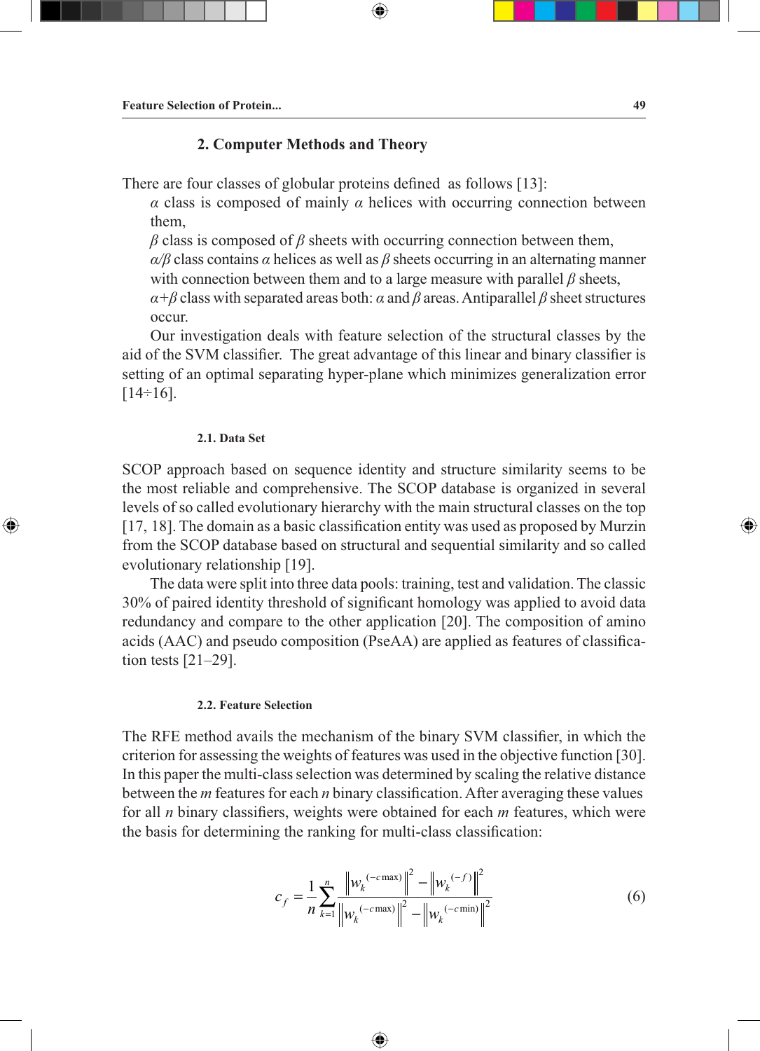## 2. Computer Methods and Theory

There are four classes of globular proteins defined as follows [13]:

$\alpha$ class is composed of mainly $\alpha$ helices with occurring connection between them,

$\beta$ class is composed of $\beta$ sheets with occurring connection between them,

$\alpha/\beta$ class contains $\alpha$ helices as well as $\beta$ sheets occurring in an alternating manner with connection between them and to a large measure with parallel $\beta$ sheets,

$\alpha+\beta$ class with separated areas both: $\alpha$ and $\beta$ areas. Antiparallel $\beta$ sheet structures occur.

Our investigation deals with feature selection of the structural classes by the aid of the SVM classifier. The great advantage of this linear and binary classifier is setting of an optimal separating hyper-plane which minimizes generalization error [14÷16].

### 2.1. Data Set

SCOP approach based on sequence identity and structure similarity seems to be the most reliable and comprehensive. The SCOP database is organized in several levels of so called evolutionary hierarchy with the main structural classes on the top [17, 18]. The domain as a basic classification entity was used as proposed by Murzin from the SCOP database based on structural and sequential similarity and so called evolutionary relationship [19].

The data were split into three data pools: training, test and validation. The classic 30% of paired identity threshold of significant homology was applied to avoid data redundancy and compare to the other application [20]. The composition of amino acids (AAC) and pseudo composition (PseAA) are applied as features of classification tests [21–29].

### 2.2. Feature Selection

The RFE method avails the mechanism of the binary SVM classifier, in which the criterion for assessing the weights of features was used in the objective function [30]. In this paper the multi-class selection was determined by scaling the relative distance between the $m$ features for each $n$ binary classification. After averaging these values for all $n$ binary classifiers, weights were obtained for each $m$ features, which were the basis for determining the ranking for multi-class classification:

$$c_f = \frac{1}{n}\sum_{k=1}^{n}\frac{\left\|w_k^{(-c\max)}\right\|^2 - \left\|w_k^{(-f)}\right\|^2}{\left\|w_k^{(-c\max)}\right\|^2 - \left\|w_k^{(-c\min)}\right\|^2} \tag{6}$$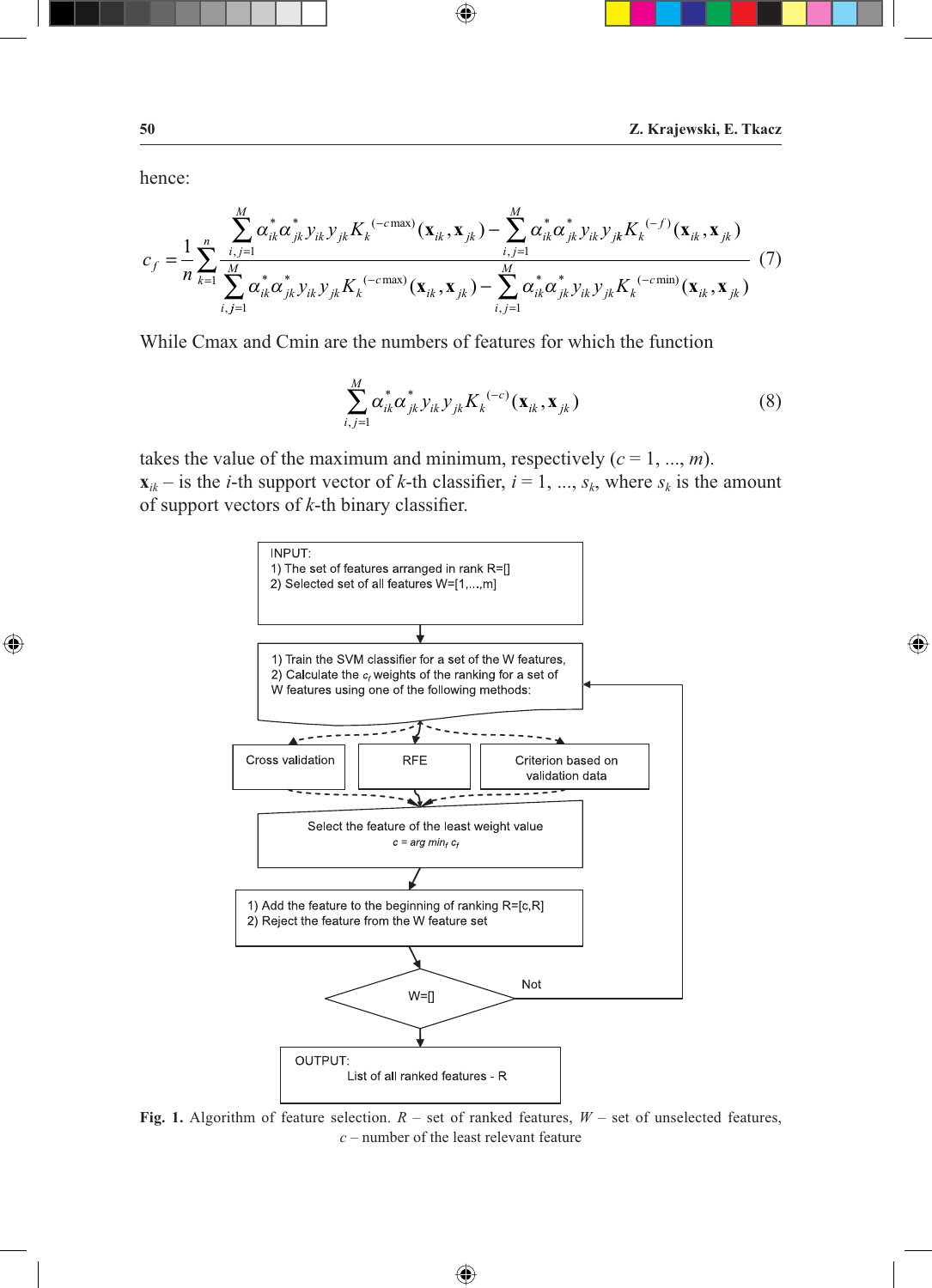hence:

$$c_f = \frac{1}{n}\sum_{k=1}^{n} \frac{\sum_{i,j=1}^{M} \alpha_{ik}^* \alpha_{jk}^* y_{ik} y_{jk} K_k^{(-c\max)}(\mathbf{x}_{ik}, \mathbf{x}_{jk}) - \sum_{i,j=1}^{M} \alpha_{ik}^* \alpha_{jk}^* y_{ik} y_{jk} K_k^{(-f)}(\mathbf{x}_{ik}, \mathbf{x}_{jk})}{\sum_{i,j=1}^{M} \alpha_{ik}^* \alpha_{jk}^* y_{ik} y_{jk} K_k^{(-c\max)}(\mathbf{x}_{ik}, \mathbf{x}_{jk}) - \sum_{i,j=1}^{M} \alpha_{ik}^* \alpha_{jk}^* y_{ik} y_{jk} K_k^{(-c\min)}(\mathbf{x}_{ik}, \mathbf{x}_{jk})} \tag{7}$$

While Cmax and Cmin are the numbers of features for which the function

$$\sum_{i,j=1}^{M} \alpha_{ik}^* \alpha_{jk}^* y_{ik} y_{jk} K_k^{(-c)}(\mathbf{x}_{ik}, \mathbf{x}_{jk}) \tag{8}$$

takes the value of the maximum and minimum, respectively ($c = 1, ..., m$). $\mathbf{x}_{ik}$ – is the $i$-th support vector of $k$-th classifier, $i = 1, ..., s_k$, where $s_k$ is the amount of support vectors of $k$-th binary classifier.

INPUT:
1) The set of features arranged in rank R=[]
2) Selected set of all features W=[1,...,m]

1) Train the SVM classifier for a set of the W features,
2) Calculate the $c_f$ weights of the ranking for a set of W features using one of the following methods:

Cross validation | RFE | Criterion based on validation data

Select the feature of the least weight value
$c = \arg\min_f c_f$

1) Add the feature to the beginning of ranking R=[c,R]
2) Reject the feature from the W feature set

W=[] — Not

OUTPUT:
List of all ranked features - R

**Fig. 1.** Algorithm of feature selection. $R$ – set of ranked features, $W$ – set of unselected features, $c$ – number of the least relevant feature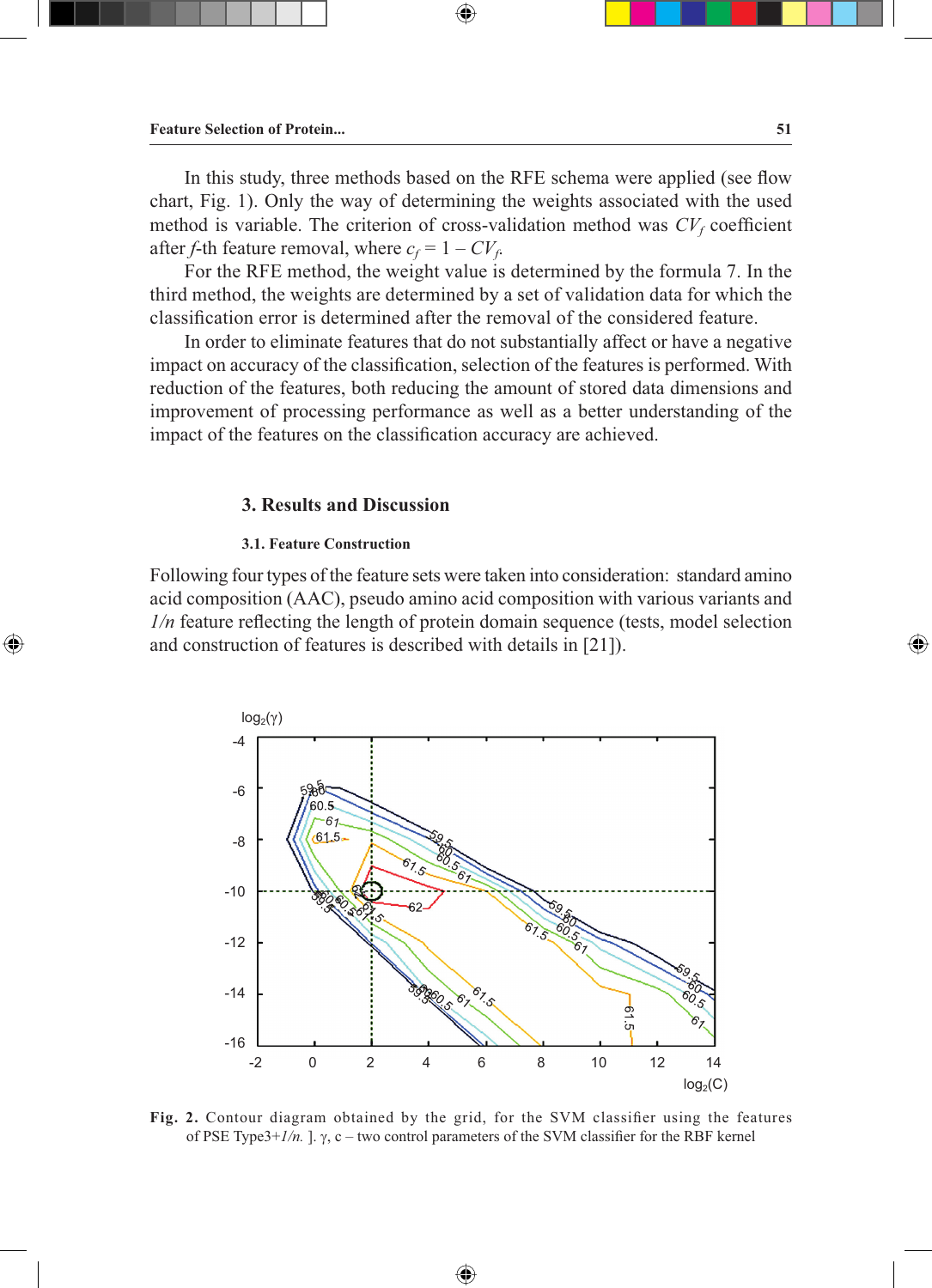In this study, three methods based on the RFE schema were applied (see flow chart, Fig. 1). Only the way of determining the weights associated with the used method is variable. The criterion of cross-validation method was $CV_f$ coefficient after $f$-th feature removal, where $c_f = 1 - CV_f$.

For the RFE method, the weight value is determined by the formula 7. In the third method, the weights are determined by a set of validation data for which the classification error is determined after the removal of the considered feature.

In order to eliminate features that do not substantially affect or have a negative impact on accuracy of the classification, selection of the features is performed. With reduction of the features, both reducing the amount of stored data dimensions and improvement of processing performance as well as a better understanding of the impact of the features on the classification accuracy are achieved.

## 3. Results and Discussion

### 3.1. Feature Construction

Following four types of the feature sets were taken into consideration: standard amino acid composition (AAC), pseudo amino acid composition with various variants and *1/n* feature reflecting the length of protein domain sequence (tests, model selection and construction of features is described with details in [21]).

**Fig. 2.** Contour diagram obtained by the grid, for the SVM classifier using the features of PSE Type3+*1/n.* ]. γ, c – two control parameters of the SVM classifier for the RBF kernel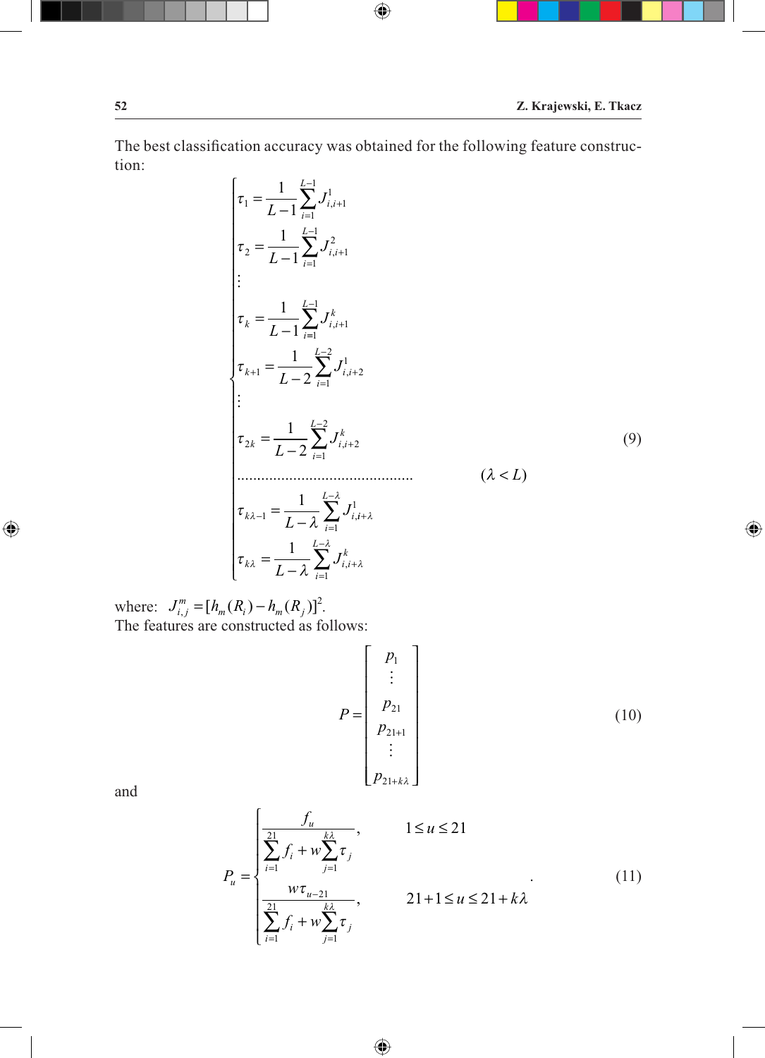The best classification accuracy was obtained for the following feature construction:

$$
\begin{cases}
\tau_1 = \dfrac{1}{L-1}\displaystyle\sum_{i=1}^{L-1} J_{i,i+1}^{1} \\
\tau_2 = \dfrac{1}{L-1}\displaystyle\sum_{i=1}^{L-1} J_{i,i+1}^{2} \\
\vdots \\
\tau_k = \dfrac{1}{L-1}\displaystyle\sum_{i=1}^{L-1} J_{i,i+1}^{k} \\
\tau_{k+1} = \dfrac{1}{L-2}\displaystyle\sum_{i=1}^{L-2} J_{i,i+2}^{1} \\
\vdots \\
\tau_{2k} = \dfrac{1}{L-2}\displaystyle\sum_{i=1}^{L-2} J_{i,i+2}^{k} \\
\dots\dots\dots\dots\dots\dots\dots\dots\dots \qquad\qquad (\lambda < L) \\
\tau_{k\lambda-1} = \dfrac{1}{L-\lambda}\displaystyle\sum_{i=1}^{L-\lambda} J_{i,i+\lambda}^{1} \\
\tau_{k\lambda} = \dfrac{1}{L-\lambda}\displaystyle\sum_{i=1}^{L-\lambda} J_{i,i+\lambda}^{k}
\end{cases}
\tag{9}
$$

where: $J_{i,j}^{m} = [h_m(R_i) - h_m(R_j)]^2$.
The features are constructed as follows:

$$
P = \begin{bmatrix} p_1 \\ \vdots \\ p_{21} \\ p_{21+1} \\ \vdots \\ p_{21+k\lambda} \end{bmatrix}
\tag{10}
$$

and

$$
P_u = \begin{cases}
\dfrac{f_u}{\displaystyle\sum_{i=1}^{21} f_i + w\sum_{j=1}^{k\lambda}\tau_j}, & 1 \le u \le 21 \\[2ex]
\dfrac{w\tau_{u-21}}{\displaystyle\sum_{i=1}^{21} f_i + w\sum_{j=1}^{k\lambda}\tau_j}, & 21+1 \le u \le 21+k\lambda
\end{cases}.
\tag{11}
$$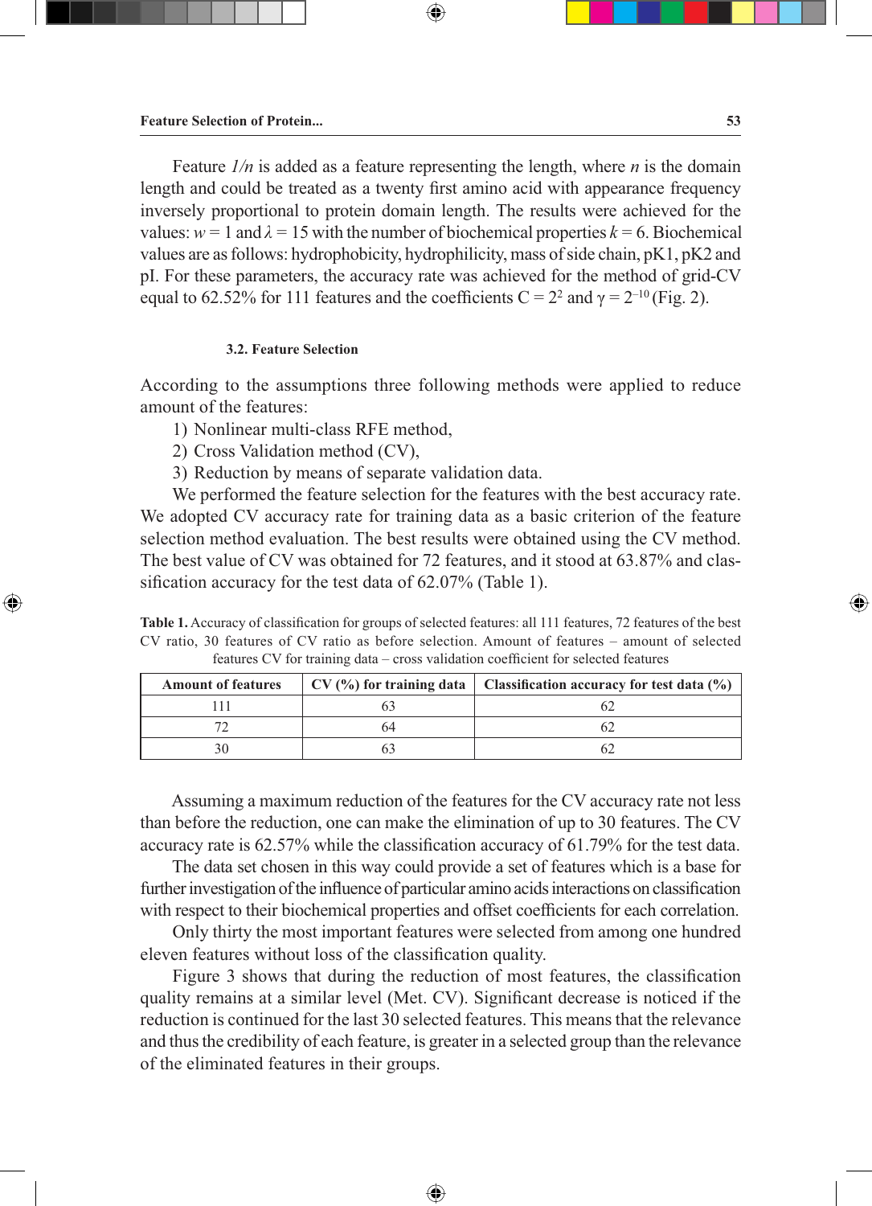Feature *1/n* is added as a feature representing the length, where *n* is the domain length and could be treated as a twenty first amino acid with appearance frequency inversely proportional to protein domain length. The results were achieved for the values: $w = 1$ and $\lambda = 15$ with the number of biochemical properties $k = 6$. Biochemical values are as follows: hydrophobicity, hydrophilicity, mass of side chain, pK1, pK2 and pI. For these parameters, the accuracy rate was achieved for the method of grid-CV equal to 62.52% for 111 features and the coefficients $C = 2^2$ and $\gamma = 2^{-10}$ (Fig. 2).

### 3.2. Feature Selection

According to the assumptions three following methods were applied to reduce amount of the features:

1) Nonlinear multi-class RFE method,
2) Cross Validation method (CV),
3) Reduction by means of separate validation data.

We performed the feature selection for the features with the best accuracy rate. We adopted CV accuracy rate for training data as a basic criterion of the feature selection method evaluation. The best results were obtained using the CV method. The best value of CV was obtained for 72 features, and it stood at 63.87% and classification accuracy for the test data of 62.07% (Table 1).

**Table 1.** Accuracy of classification for groups of selected features: all 111 features, 72 features of the best CV ratio, 30 features of CV ratio as before selection. Amount of features – amount of selected features CV for training data – cross validation coefficient for selected features

| Amount of features | CV (%) for training data | Classification accuracy for test data (%) |
|---|---|---|
| 111 | 63 | 62 |
| 72 | 64 | 62 |
| 30 | 63 | 62 |

Assuming a maximum reduction of the features for the CV accuracy rate not less than before the reduction, one can make the elimination of up to 30 features. The CV accuracy rate is 62.57% while the classification accuracy of 61.79% for the test data.

The data set chosen in this way could provide a set of features which is a base for further investigation of the influence of particular amino acids interactions on classification with respect to their biochemical properties and offset coefficients for each correlation.

Only thirty the most important features were selected from among one hundred eleven features without loss of the classification quality.

Figure 3 shows that during the reduction of most features, the classification quality remains at a similar level (Met. CV). Significant decrease is noticed if the reduction is continued for the last 30 selected features. This means that the relevance and thus the credibility of each feature, is greater in a selected group than the relevance of the eliminated features in their groups.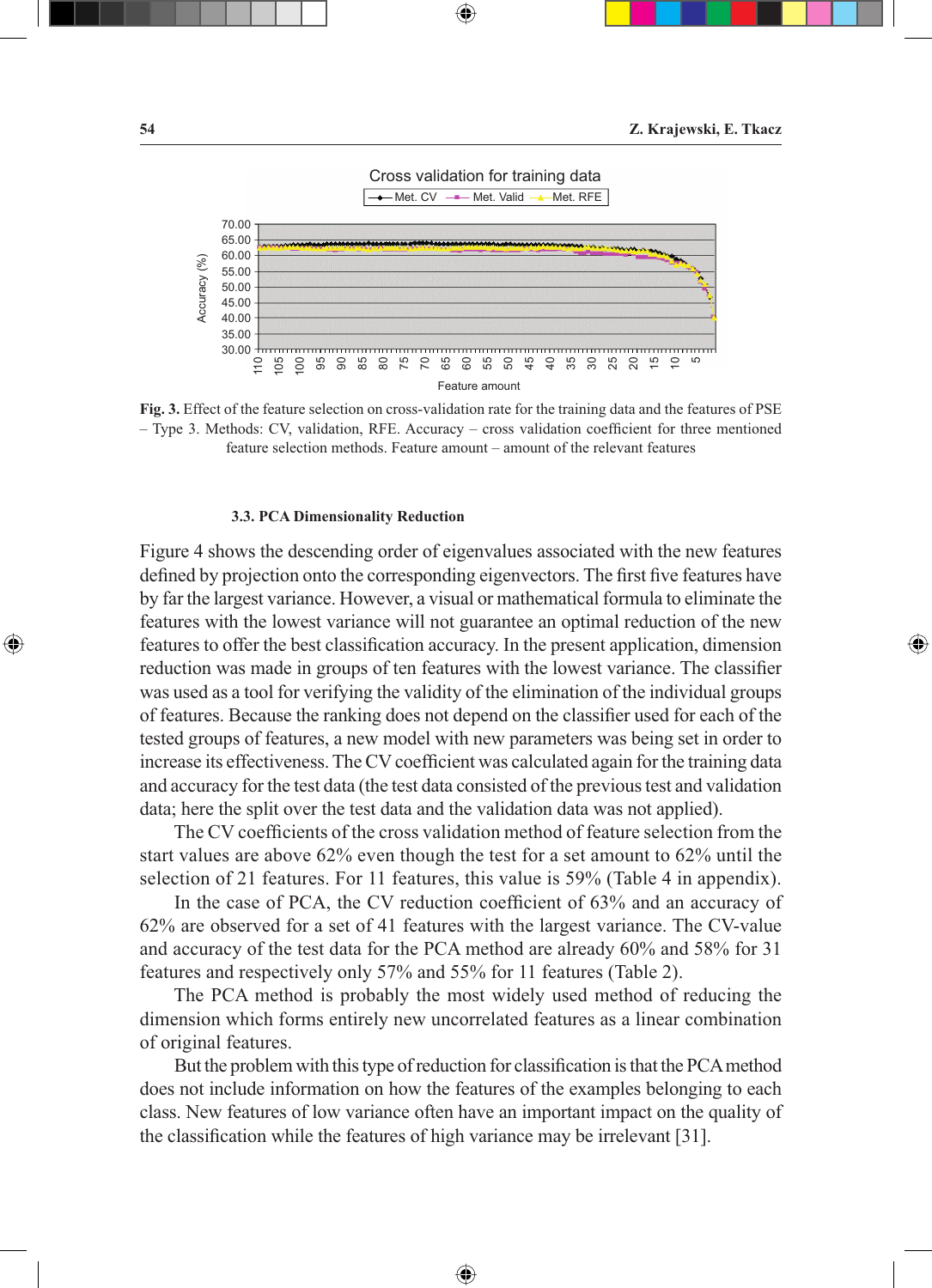**Fig. 3.** Effect of the feature selection on cross-validation rate for the training data and the features of PSE – Type 3. Methods: CV, validation, RFE. Accuracy – cross validation coefficient for three mentioned feature selection methods. Feature amount – amount of the relevant features

### 3.3. PCA Dimensionality Reduction

Figure 4 shows the descending order of eigenvalues associated with the new features defined by projection onto the corresponding eigenvectors. The first five features have by far the largest variance. However, a visual or mathematical formula to eliminate the features with the lowest variance will not guarantee an optimal reduction of the new features to offer the best classification accuracy. In the present application, dimension reduction was made in groups of ten features with the lowest variance. The classifier was used as a tool for verifying the validity of the elimination of the individual groups of features. Because the ranking does not depend on the classifier used for each of the tested groups of features, a new model with new parameters was being set in order to increase its effectiveness. The CV coefficient was calculated again for the training data and accuracy for the test data (the test data consisted of the previous test and validation data; here the split over the test data and the validation data was not applied).

The CV coefficients of the cross validation method of feature selection from the start values are above 62% even though the test for a set amount to 62% until the selection of 21 features. For 11 features, this value is 59% (Table 4 in appendix).

In the case of PCA, the CV reduction coefficient of 63% and an accuracy of 62% are observed for a set of 41 features with the largest variance. The CV-value and accuracy of the test data for the PCA method are already 60% and 58% for 31 features and respectively only 57% and 55% for 11 features (Table 2).

The PCA method is probably the most widely used method of reducing the dimension which forms entirely new uncorrelated features as a linear combination of original features.

But the problem with this type of reduction for classification is that the PCA method does not include information on how the features of the examples belonging to each class. New features of low variance often have an important impact on the quality of the classification while the features of high variance may be irrelevant [31].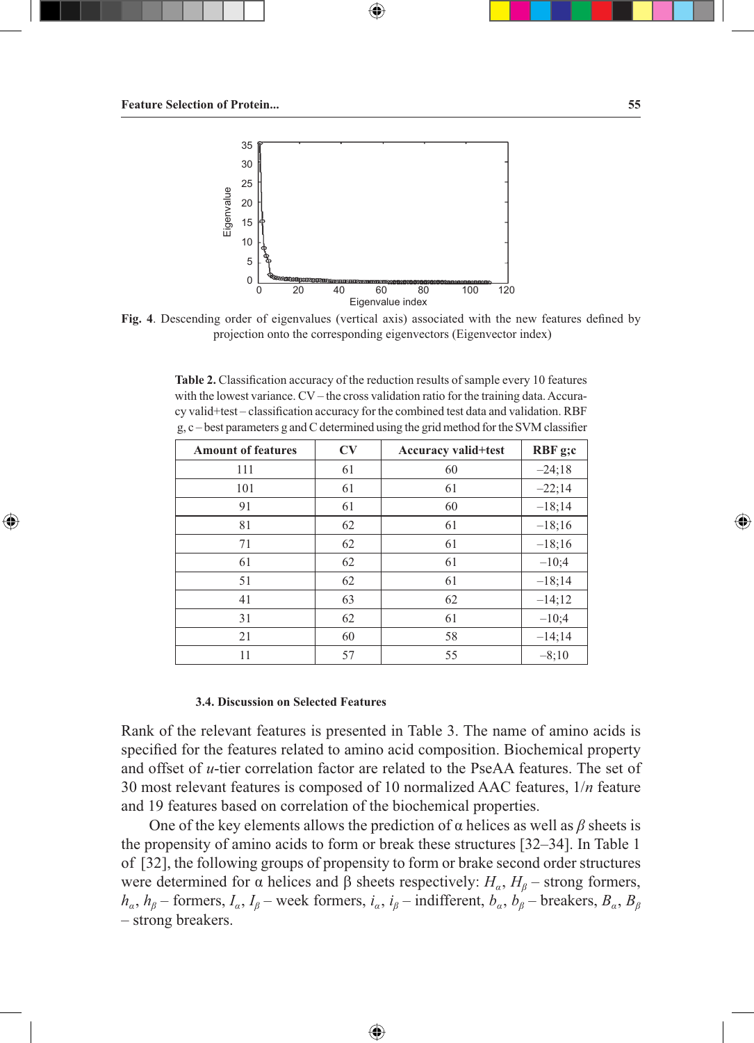**Fig. 4**. Descending order of eigenvalues (vertical axis) associated with the new features defined by projection onto the corresponding eigenvectors (Eigenvector index)

**Table 2.** Classification accuracy of the reduction results of sample every 10 features with the lowest variance. CV – the cross validation ratio for the training data. Accuracy valid+test – classification accuracy for the combined test data and validation. RBF g, c – best parameters g and C determined using the grid method for the SVM classifier

| Amount of features | CV | Accuracy valid+test | RBF g;c |
|---|---|---|---|
| 111 | 61 | 60 | –24;18 |
| 101 | 61 | 61 | –22;14 |
| 91 | 61 | 60 | –18;14 |
| 81 | 62 | 61 | –18;16 |
| 71 | 62 | 61 | –18;16 |
| 61 | 62 | 61 | –10;4 |
| 51 | 62 | 61 | –18;14 |
| 41 | 63 | 62 | –14;12 |
| 31 | 62 | 61 | –10;4 |
| 21 | 60 | 58 | –14;14 |
| 11 | 57 | 55 | –8;10 |

#### 3.4. Discussion on Selected Features

Rank of the relevant features is presented in Table 3. The name of amino acids is specified for the features related to amino acid composition. Biochemical property and offset of *u*-tier correlation factor are related to the PseAA features. The set of 30 most relevant features is composed of 10 normalized AAC features, 1/*n* feature and 19 features based on correlation of the biochemical properties.

One of the key elements allows the prediction of α helices as well as $\beta$ sheets is the propensity of amino acids to form or break these structures [32–34]. In Table 1 of [32], the following groups of propensity to form or brake second order structures were determined for α helices and β sheets respectively: $H_\alpha$, $H_\beta$ – strong formers, $h_\alpha$, $h_\beta$ – formers, $I_\alpha$, $I_\beta$ – week formers, $i_\alpha$, $i_\beta$ – indifferent, $b_\alpha$, $b_\beta$ – breakers, $B_\alpha$, $B_\beta$ – strong breakers.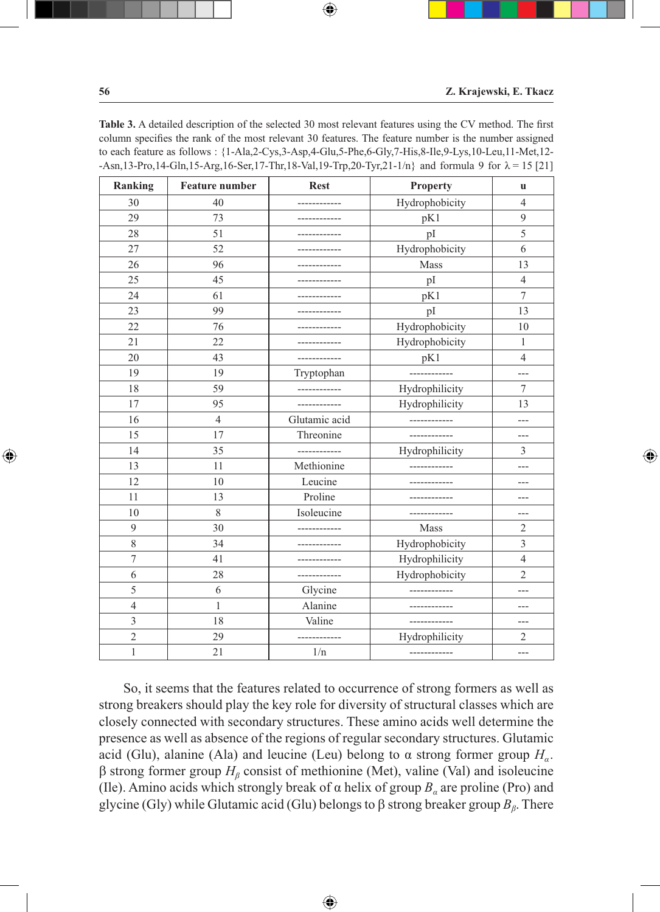**Table 3.** A detailed description of the selected 30 most relevant features using the CV method. The first column specifies the rank of the most relevant 30 features. The feature number is the number assigned to each feature as follows : {1-Ala,2-Cys,3-Asp,4-Glu,5-Phe,6-Gly,7-His,8-Ile,9-Lys,10-Leu,11-Met,12-Asn,13-Pro,14-Gln,15-Arg,16-Ser,17-Thr,18-Val,19-Trp,20-Tyr,21-1/n} and formula 9 for $\lambda = 15$ [21]

| Ranking | Feature number | Rest | Property | u |
|---|---|---|---|---|
| 30 | 40 | ------------ | Hydrophobicity | 4 |
| 29 | 73 | ------------ | pK1 | 9 |
| 28 | 51 | ------------ | pI | 5 |
| 27 | 52 | ------------ | Hydrophobicity | 6 |
| 26 | 96 | ------------ | Mass | 13 |
| 25 | 45 | ------------ | pI | 4 |
| 24 | 61 | ------------ | pK1 | 7 |
| 23 | 99 | ------------ | pI | 13 |
| 22 | 76 | ------------ | Hydrophobicity | 10 |
| 21 | 22 | ------------ | Hydrophobicity | 1 |
| 20 | 43 | ------------ | pK1 | 4 |
| 19 | 19 | Tryptophan | ------------ | --- |
| 18 | 59 | ------------ | Hydrophilicity | 7 |
| 17 | 95 | ------------ | Hydrophilicity | 13 |
| 16 | 4 | Glutamic acid | ------------ | --- |
| 15 | 17 | Threonine | ------------ | --- |
| 14 | 35 | ------------ | Hydrophilicity | 3 |
| 13 | 11 | Methionine | ------------ | --- |
| 12 | 10 | Leucine | ------------ | --- |
| 11 | 13 | Proline | ------------ | --- |
| 10 | 8 | Isoleucine | ------------ | --- |
| 9 | 30 | ------------ | Mass | 2 |
| 8 | 34 | ------------ | Hydrophobicity | 3 |
| 7 | 41 | ------------ | Hydrophilicity | 4 |
| 6 | 28 | ------------ | Hydrophobicity | 2 |
| 5 | 6 | Glycine | ------------ | --- |
| 4 | 1 | Alanine | ------------ | --- |
| 3 | 18 | Valine | ------------ | --- |
| 2 | 29 | ------------ | Hydrophilicity | 2 |
| 1 | 21 | 1/n | ------------ | --- |

So, it seems that the features related to occurrence of strong formers as well as strong breakers should play the key role for diversity of structural classes which are closely connected with secondary structures. These amino acids well determine the presence as well as absence of the regions of regular secondary structures. Glutamic acid (Glu), alanine (Ala) and leucine (Leu) belong to α strong former group $H_\alpha$. β strong former group $H_\beta$ consist of methionine (Met), valine (Val) and isoleucine (Ile). Amino acids which strongly break of α helix of group $B_\alpha$ are proline (Pro) and glycine (Gly) while Glutamic acid (Glu) belongs to β strong breaker group $B_\beta$. There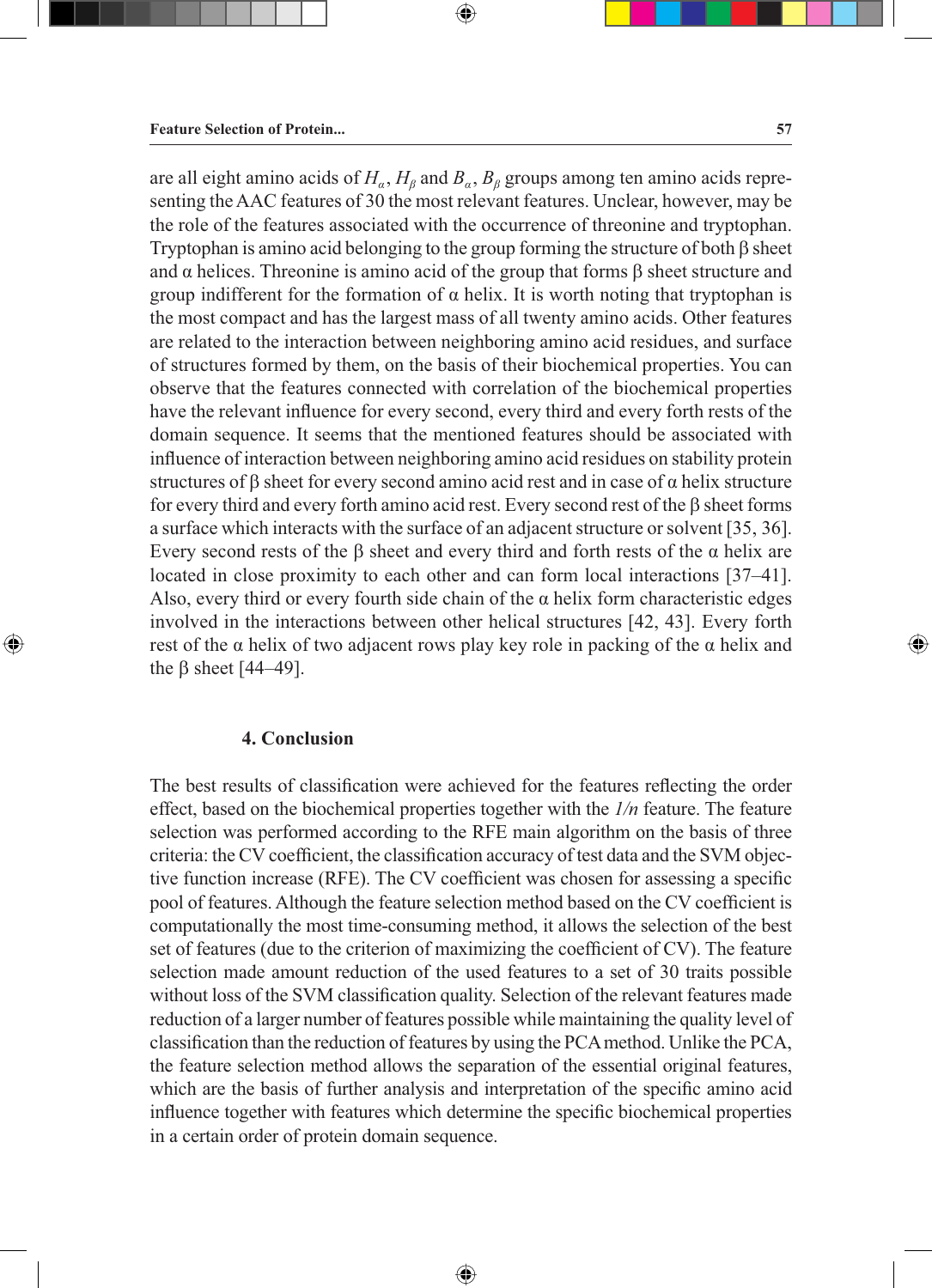are all eight amino acids of $H_\alpha$, $H_\beta$ and $B_\alpha$, $B_\beta$ groups among ten amino acids representing the AAC features of 30 the most relevant features. Unclear, however, may be the role of the features associated with the occurrence of threonine and tryptophan. Tryptophan is amino acid belonging to the group forming the structure of both β sheet and α helices. Threonine is amino acid of the group that forms β sheet structure and group indifferent for the formation of α helix. It is worth noting that tryptophan is the most compact and has the largest mass of all twenty amino acids. Other features are related to the interaction between neighboring amino acid residues, and surface of structures formed by them, on the basis of their biochemical properties. You can observe that the features connected with correlation of the biochemical properties have the relevant influence for every second, every third and every forth rests of the domain sequence. It seems that the mentioned features should be associated with influence of interaction between neighboring amino acid residues on stability protein structures of β sheet for every second amino acid rest and in case of α helix structure for every third and every forth amino acid rest. Every second rest of the β sheet forms a surface which interacts with the surface of an adjacent structure or solvent [35, 36]. Every second rests of the β sheet and every third and forth rests of the α helix are located in close proximity to each other and can form local interactions [37–41]. Also, every third or every fourth side chain of the α helix form characteristic edges involved in the interactions between other helical structures [42, 43]. Every forth rest of the α helix of two adjacent rows play key role in packing of the α helix and the β sheet [44–49].

## 4. Conclusion

The best results of classification were achieved for the features reflecting the order effect, based on the biochemical properties together with the *1/n* feature. The feature selection was performed according to the RFE main algorithm on the basis of three criteria: the CV coefficient, the classification accuracy of test data and the SVM objective function increase (RFE). The CV coefficient was chosen for assessing a specific pool of features. Although the feature selection method based on the CV coefficient is computationally the most time-consuming method, it allows the selection of the best set of features (due to the criterion of maximizing the coefficient of CV). The feature selection made amount reduction of the used features to a set of 30 traits possible without loss of the SVM classification quality. Selection of the relevant features made reduction of a larger number of features possible while maintaining the quality level of classification than the reduction of features by using the PCA method. Unlike the PCA, the feature selection method allows the separation of the essential original features, which are the basis of further analysis and interpretation of the specific amino acid influence together with features which determine the specific biochemical properties in a certain order of protein domain sequence.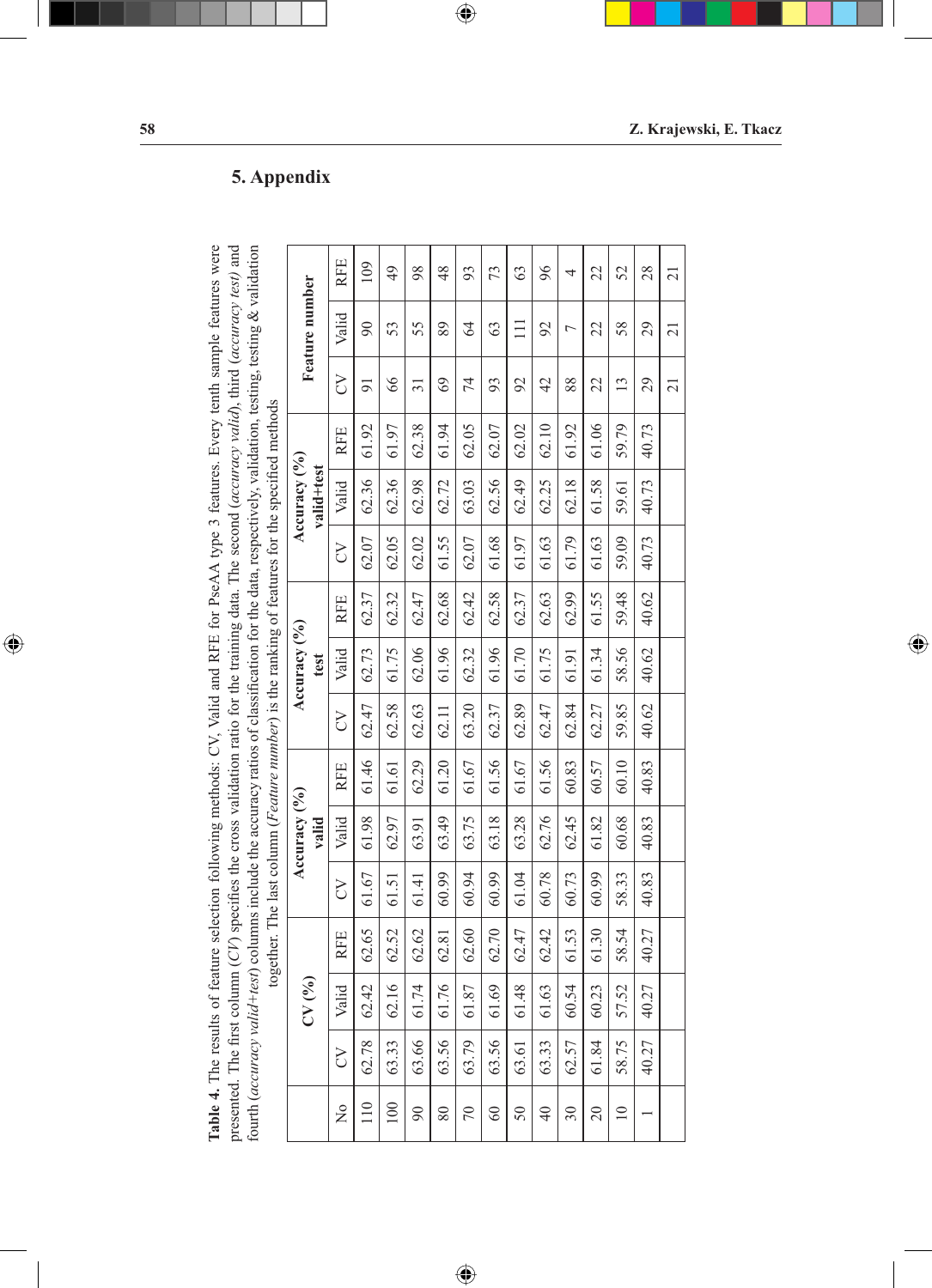## 5. Appendix

**Table 4.** The results of feature selection following methods: CV, Valid and RFE for PseAA type 3 features. Every tenth sample features were presented. The first column (*CV*) specifies the cross validation ratio for the training data. The second (*accuracy valid*), third (*accuracy test*) and fourth (*accuracy valid+test*) columns include the accuracy ratios of classification for the data, respectively, validation, testing, testing & validation together. The last column (*Feature number*) is the ranking of features for the specified methods

| | CV (%) | | | Accuracy (%) valid | | | Accuracy (%) test | | | Accuracy (%) valid+test | | | Feature number | | |
|---|---|---|---|---|---|---|---|---|---|---|---|---|---|---|---|
| No | CV | Valid | RFE | CV | Valid | RFE | CV | Valid | RFE | CV | Valid | RFE | CV | Valid | RFE |
| 110 | 62.78 | 62.42 | 62.65 | 61.67 | 61.98 | 61.46 | 62.47 | 62.73 | 62.37 | 62.07 | 62.36 | 61.92 | 91 | 90 | 109 |
| 100 | 63.33 | 62.16 | 62.52 | 61.51 | 62.97 | 61.61 | 62.58 | 61.75 | 62.32 | 62.05 | 62.36 | 61.97 | 66 | 53 | 49 |
| 90 | 63.66 | 61.74 | 62.62 | 61.41 | 63.91 | 62.29 | 62.63 | 62.06 | 62.47 | 62.02 | 62.98 | 62.38 | 31 | 55 | 98 |
| 80 | 63.56 | 61.76 | 62.81 | 60.99 | 63.49 | 61.20 | 62.11 | 61.96 | 62.68 | 61.55 | 62.72 | 61.94 | 69 | 89 | 48 |
| 70 | 63.79 | 61.87 | 62.60 | 60.94 | 63.75 | 61.67 | 63.20 | 62.32 | 62.42 | 62.07 | 63.03 | 62.05 | 74 | 64 | 93 |
| 60 | 63.56 | 61.69 | 62.70 | 60.99 | 63.18 | 61.56 | 62.37 | 61.96 | 62.58 | 61.68 | 62.56 | 62.07 | 93 | 63 | 73 |
| 50 | 63.61 | 61.48 | 62.47 | 61.04 | 63.28 | 61.67 | 62.89 | 61.70 | 62.37 | 61.97 | 62.49 | 62.02 | 92 | 111 | 63 |
| 40 | 63.33 | 61.63 | 62.42 | 60.78 | 62.76 | 61.56 | 62.47 | 61.75 | 62.63 | 61.63 | 62.25 | 62.10 | 42 | 92 | 96 |
| 30 | 62.57 | 60.54 | 61.53 | 60.73 | 62.45 | 60.83 | 62.84 | 61.91 | 62.99 | 61.79 | 62.18 | 61.92 | 88 | 7 | 4 |
| 20 | 61.84 | 60.23 | 61.30 | 60.99 | 61.82 | 60.57 | 62.27 | 61.34 | 61.55 | 61.63 | 61.58 | 61.06 | 22 | 22 | 22 |
| 10 | 58.75 | 57.52 | 58.54 | 58.33 | 60.68 | 60.10 | 59.85 | 58.56 | 59.48 | 59.09 | 59.61 | 59.79 | 13 | 58 | 52 |
| 1 | 40.27 | 40.27 | 40.27 | 40.83 | 40.83 | 40.83 | 40.62 | 40.62 | 40.62 | 40.73 | 40.73 | 40.73 | 29 | 29 | 28 |
| | | | | | | | | | | | | | 21 | 21 | 21 |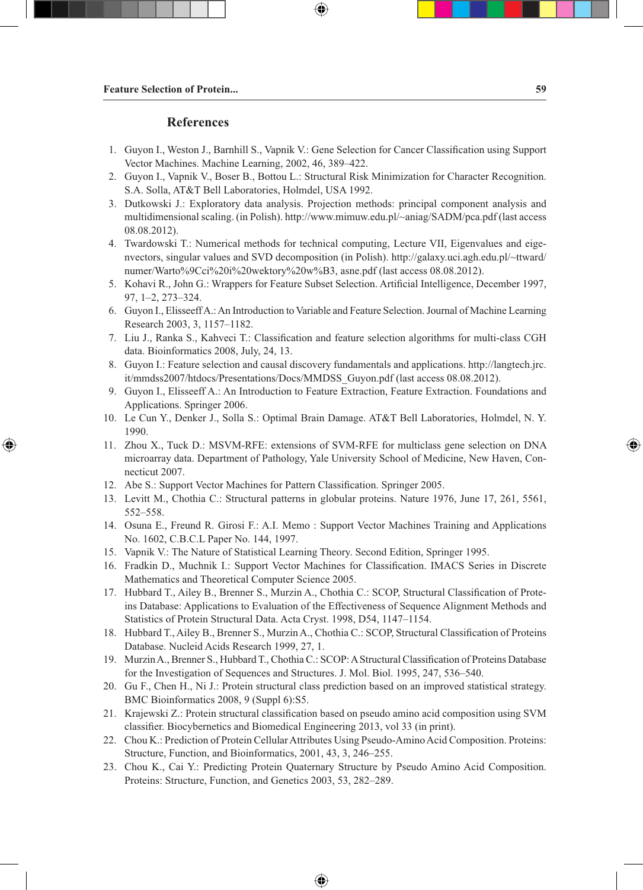## References

1. Guyon I., Weston J., Barnhill S., Vapnik V.: Gene Selection for Cancer Classification using Support Vector Machines. Machine Learning, 2002, 46, 389–422.
2. Guyon I., Vapnik V., Boser B., Bottou L.: Structural Risk Minimization for Character Recognition. S.A. Solla, AT&T Bell Laboratories, Holmdel, USA 1992.
3. Dutkowski J.: Exploratory data analysis. Projection methods: principal component analysis and multidimensional scaling. (in Polish). http://www.mimuw.edu.pl/~aniag/SADM/pca.pdf (last access 08.08.2012).
4. Twardowski T.: Numerical methods for technical computing, Lecture VII, Eigenvalues and eigenvectors, singular values and SVD decomposition (in Polish). http://galaxy.uci.agh.edu.pl/~ttward/numer/Warto%9Cci%20i%20wektory%20w%B3, asne.pdf (last access 08.08.2012).
5. Kohavi R., John G.: Wrappers for Feature Subset Selection. Artificial Intelligence, December 1997, 97, 1–2, 273–324.
6. Guyon I., Elisseeff A.: An Introduction to Variable and Feature Selection. Journal of Machine Learning Research 2003, 3, 1157–1182.
7. Liu J., Ranka S., Kahveci T.: Classification and feature selection algorithms for multi-class CGH data. Bioinformatics 2008, July, 24, 13.
8. Guyon I.: Feature selection and causal discovery fundamentals and applications. http://langtech.jrc.it/mmdss2007/htdocs/Presentations/Docs/MMDSS_Guyon.pdf (last access 08.08.2012).
9. Guyon I., Elisseeff A.: An Introduction to Feature Extraction, Feature Extraction. Foundations and Applications. Springer 2006.
10. Le Cun Y., Denker J., Solla S.: Optimal Brain Damage. AT&T Bell Laboratories, Holmdel, N. Y. 1990.
11. Zhou X., Tuck D.: MSVM-RFE: extensions of SVM-RFE for multiclass gene selection on DNA microarray data. Department of Pathology, Yale University School of Medicine, New Haven, Connecticut 2007.
12. Abe S.: Support Vector Machines for Pattern Classification. Springer 2005.
13. Levitt M., Chothia C.: Structural patterns in globular proteins. Nature 1976, June 17, 261, 5561, 552–558.
14. Osuna E., Freund R. Girosi F.: A.I. Memo : Support Vector Machines Training and Applications No. 1602, C.B.C.L Paper No. 144, 1997.
15. Vapnik V.: The Nature of Statistical Learning Theory. Second Edition, Springer 1995.
16. Fradkin D., Muchnik I.: Support Vector Machines for Classification. IMACS Series in Discrete Mathematics and Theoretical Computer Science 2005.
17. Hubbard T., Ailey B., Brenner S., Murzin A., Chothia C.: SCOP, Structural Classification of Proteins Database: Applications to Evaluation of the Effectiveness of Sequence Alignment Methods and Statistics of Protein Structural Data. Acta Cryst. 1998, D54, 1147–1154.
18. Hubbard T., Ailey B., Brenner S., Murzin A., Chothia C.: SCOP, Structural Classification of Proteins Database. Nucleid Acids Research 1999, 27, 1.
19. Murzin A., Brenner S., Hubbard T., Chothia C.: SCOP: A Structural Classification of Proteins Database for the Investigation of Sequences and Structures. J. Mol. Biol. 1995, 247, 536–540.
20. Gu F., Chen H., Ni J.: Protein structural class prediction based on an improved statistical strategy. BMC Bioinformatics 2008, 9 (Suppl 6):S5.
21. Krajewski Z.: Protein structural classification based on pseudo amino acid composition using SVM classifier. Biocybernetics and Biomedical Engineering 2013, vol 33 (in print).
22. Chou K.: Prediction of Protein Cellular Attributes Using Pseudo-Amino Acid Composition. Proteins: Structure, Function, and Bioinformatics, 2001, 43, 3, 246–255.
23. Chou K., Cai Y.: Predicting Protein Quaternary Structure by Pseudo Amino Acid Composition. Proteins: Structure, Function, and Genetics 2003, 53, 282–289.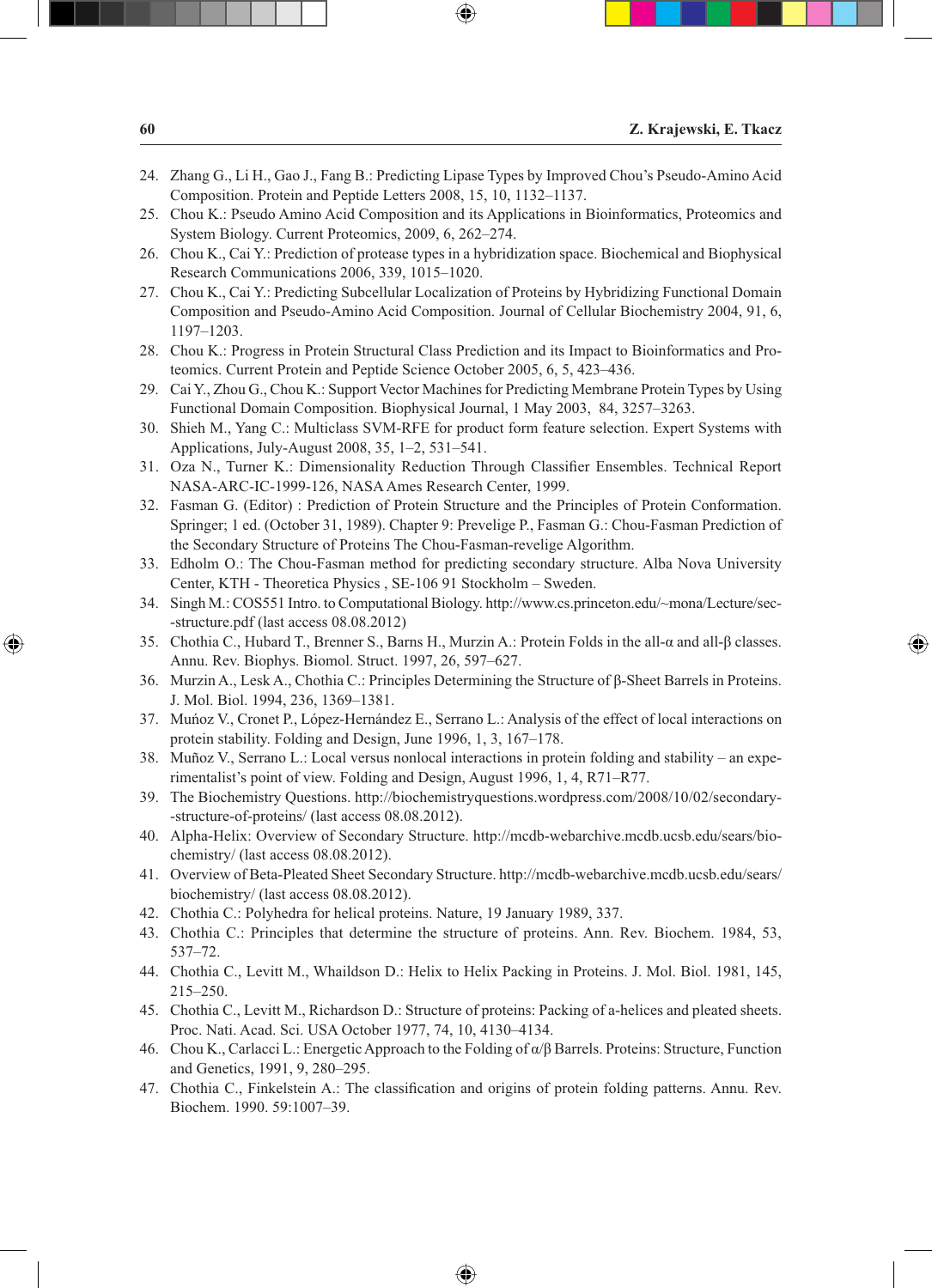24. Zhang G., Li H., Gao J., Fang B.: Predicting Lipase Types by Improved Chou's Pseudo-Amino Acid Composition. Protein and Peptide Letters 2008, 15, 10, 1132–1137.
25. Chou K.: Pseudo Amino Acid Composition and its Applications in Bioinformatics, Proteomics and System Biology. Current Proteomics, 2009, 6, 262–274.
26. Chou K., Cai Y.: Prediction of protease types in a hybridization space. Biochemical and Biophysical Research Communications 2006, 339, 1015–1020.
27. Chou K., Cai Y.: Predicting Subcellular Localization of Proteins by Hybridizing Functional Domain Composition and Pseudo-Amino Acid Composition. Journal of Cellular Biochemistry 2004, 91, 6, 1197–1203.
28. Chou K.: Progress in Protein Structural Class Prediction and its Impact to Bioinformatics and Proteomics. Current Protein and Peptide Science October 2005, 6, 5, 423–436.
29. Cai Y., Zhou G., Chou K.: Support Vector Machines for Predicting Membrane Protein Types by Using Functional Domain Composition. Biophysical Journal, 1 May 2003, 84, 3257–3263.
30. Shieh M., Yang C.: Multiclass SVM-RFE for product form feature selection. Expert Systems with Applications, July-August 2008, 35, 1–2, 531–541.
31. Oza N., Turner K.: Dimensionality Reduction Through Classifier Ensembles. Technical Report NASA-ARC-IC-1999-126, NASA Ames Research Center, 1999.
32. Fasman G. (Editor) : Prediction of Protein Structure and the Principles of Protein Conformation. Springer; 1 ed. (October 31, 1989). Chapter 9: Prevelige P., Fasman G.: Chou-Fasman Prediction of the Secondary Structure of Proteins The Chou-Fasman-revelige Algorithm.
33. Edholm O.: The Chou-Fasman method for predicting secondary structure. Alba Nova University Center, KTH - Theoretica Physics , SE-106 91 Stockholm – Sweden.
34. Singh M.: COS551 Intro. to Computational Biology. http://www.cs.princeton.edu/~mona/Lecture/sec--structure.pdf (last access 08.08.2012)
35. Chothia C., Hubard T., Brenner S., Barns H., Murzin A.: Protein Folds in the all-α and all-β classes. Annu. Rev. Biophys. Biomol. Struct. 1997, 26, 597–627.
36. Murzin A., Lesk A., Chothia C.: Principles Determining the Structure of β-Sheet Barrels in Proteins. J. Mol. Biol. 1994, 236, 1369–1381.
37. Mużnoz V., Cronet P., López-Hernández E., Serrano L.: Analysis of the effect of local interactions on protein stability. Folding and Design, June 1996, 1, 3, 167–178.
38. Muñoz V., Serrano L.: Local versus nonlocal interactions in protein folding and stability – an experimentalist's point of view. Folding and Design, August 1996, 1, 4, R71–R77.
39. The Biochemistry Questions. http://biochemistryquestions.wordpress.com/2008/10/02/secondary--structure-of-proteins/ (last access 08.08.2012).
40. Alpha-Helix: Overview of Secondary Structure. http://mcdb-webarchive.mcdb.ucsb.edu/sears/biochemistry/ (last access 08.08.2012).
41. Overview of Beta-Pleated Sheet Secondary Structure. http://mcdb-webarchive.mcdb.ucsb.edu/sears/biochemistry/ (last access 08.08.2012).
42. Chothia C.: Polyhedra for helical proteins. Nature, 19 January 1989, 337.
43. Chothia C.: Principles that determine the structure of proteins. Ann. Rev. Biochem. 1984, 53, 537–72.
44. Chothia C., Levitt M., Whaildson D.: Helix to Helix Packing in Proteins. J. Mol. Biol. 1981, 145, 215–250.
45. Chothia C., Levitt M., Richardson D.: Structure of proteins: Packing of a-helices and pleated sheets. Proc. Nati. Acad. Sci. USA October 1977, 74, 10, 4130–4134.
46. Chou K., Carlacci L.: Energetic Approach to the Folding of α/β Barrels. Proteins: Structure, Function and Genetics, 1991, 9, 280–295.
47. Chothia C., Finkelstein A.: The classification and origins of protein folding patterns. Annu. Rev. Biochem. 1990. 59:1007–39.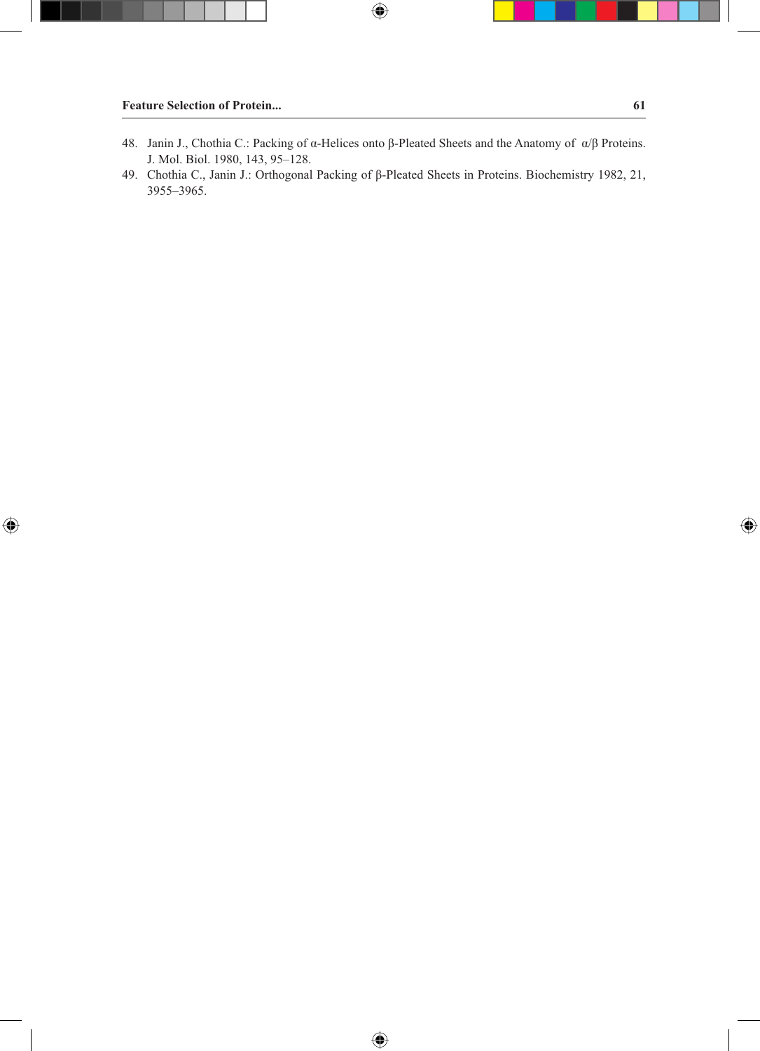48. Janin J., Chothia C.: Packing of α-Helices onto β-Pleated Sheets and the Anatomy of α/β Proteins. J. Mol. Biol. 1980, 143, 95–128.
49. Chothia C., Janin J.: Orthogonal Packing of β-Pleated Sheets in Proteins. Biochemistry 1982, 21, 3955–3965.